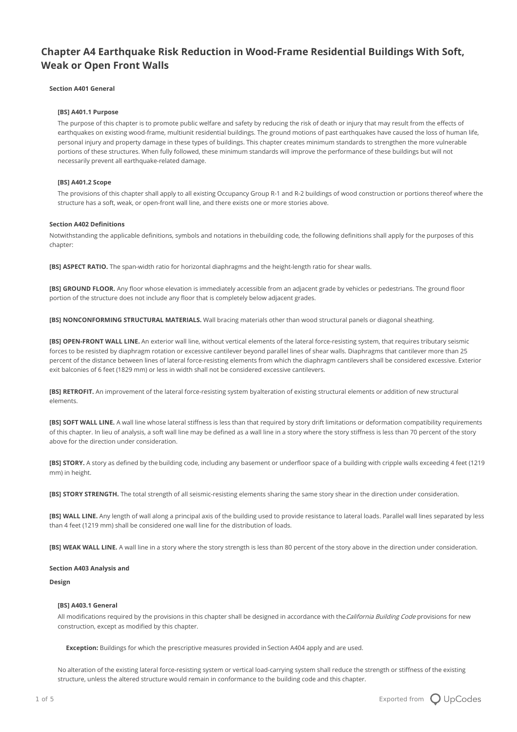# Chapter A4 Earthquake Risk Reduction in Wood-Frame Residential Buildings With Soft, Weak or Open Front Walls

## Section A401 General

### [BS] A401.1 Purpose

The purpose of this chapter is to promote public welfare and safety by reducing the risk of death or injury that may result from the effects of earthquakes on existing wood-frame, multiunit residential buildings. The ground motions of past earthquakes have caused the loss of human life, personal injury and property damage in these types of buildings. This chapter creates minimum standards to strengthen the more vulnerable portions of these structures. When fully followed, these minimum standards will improve the performance of these buildings but will not necessarily prevent all earthquake-related damage.

### [BS] A401.2 Scope

The provisions of this chapter shall apply to all existing Occupancy Group R-1 and R-2 buildings of wood construction or portions thereof where the structure has a soft, weak, or open-front wall line, and there exists one or more stories above.

## Section A402 Definitions

Notwithstanding the applicable definitions, symbols and notations in the building code, the following definitions shall apply for the purposes of this chapter:

**[BS] ASPECT RATIO.** The span-width ratio for horizontal diaphragms and the height-length ratio for shear walls.

**[BS] GROUND FLOOR.** Any floor whose elevation is immediately accessible from an adjacent grade by vehicles or pedestrians. The ground floor portion of the structure does not include any floor that is completely below adjacent grades.

**[BS] NONCONFORMING STRUCTURAL MATERIALS.** Wall bracing materials other than wood structural panels or diagonal sheathing.

**[BS] OPEN-FRONT WALL LINE.** An exterior wall line, without vertical elements of the lateral force-resisting system, that requires tributary seismic forces to be resisted by diaphragm rotation or excessive cantilever beyond parallel lines of shear walls. Diaphragms that cantilever more than 25 percent of the distance between lines of lateral force-resisting elements from which the diaphragm cantilevers shall be considered excessive. Exterior exit balconies of 6 feet (1829 mm) or less in width shall not be considered excessive cantilevers.

**[BS] RETROFIT.** An improvement of the lateral force-resisting system by alteration of existing structural elements or addition of new structural elements.

**[BS] SOFT WALL LINE.** A wall line whose lateral stiffness is less than that required by story drift limitations or deformation compatibility requirements of this chapter. In lieu of analysis, a soft wall line may be defined as a wall line in a story where the story stiffness is less than 70 percent of the story above for the direction under consideration.

**[BS] STORY.** A story as defined by the building code, including any basement or underfloor space of a building with cripple walls exceeding 4 feet (1219 mm) in height.

**[BS] STORY STRENGTH.** The total strength of all seismic-resisting elements sharing the same story shear in the direction under consideration.

**[BS] WALL LINE.** Any length of wall along a principal axis of the building used to provide resistance to lateral loads. Parallel wall lines separated by less than 4 feet (1219 mm) shall be considered one wall line for the distribution of loads.

**[BS] WEAK WALL LINE.** A wall line in a story where the story strength is less than 80 percent of the story above in the direction under consideration.

## Section A403 Analysis and Design

### [BS] A403.1 General

All modifications required by the provisions in this chapter shall be designed in accordance with the *California Building Code* provisions for new construction, except as modified by this chapter.

**Exception:** Buildings for which the prescriptive measures provided in Section A404 apply and are used.

No alteration of the existing lateral force-resisting system or vertical load-carrying system shall reduce the strength or stiffness of the existing structure, unless the altered structure would remain in conformance to the building code and this chapter.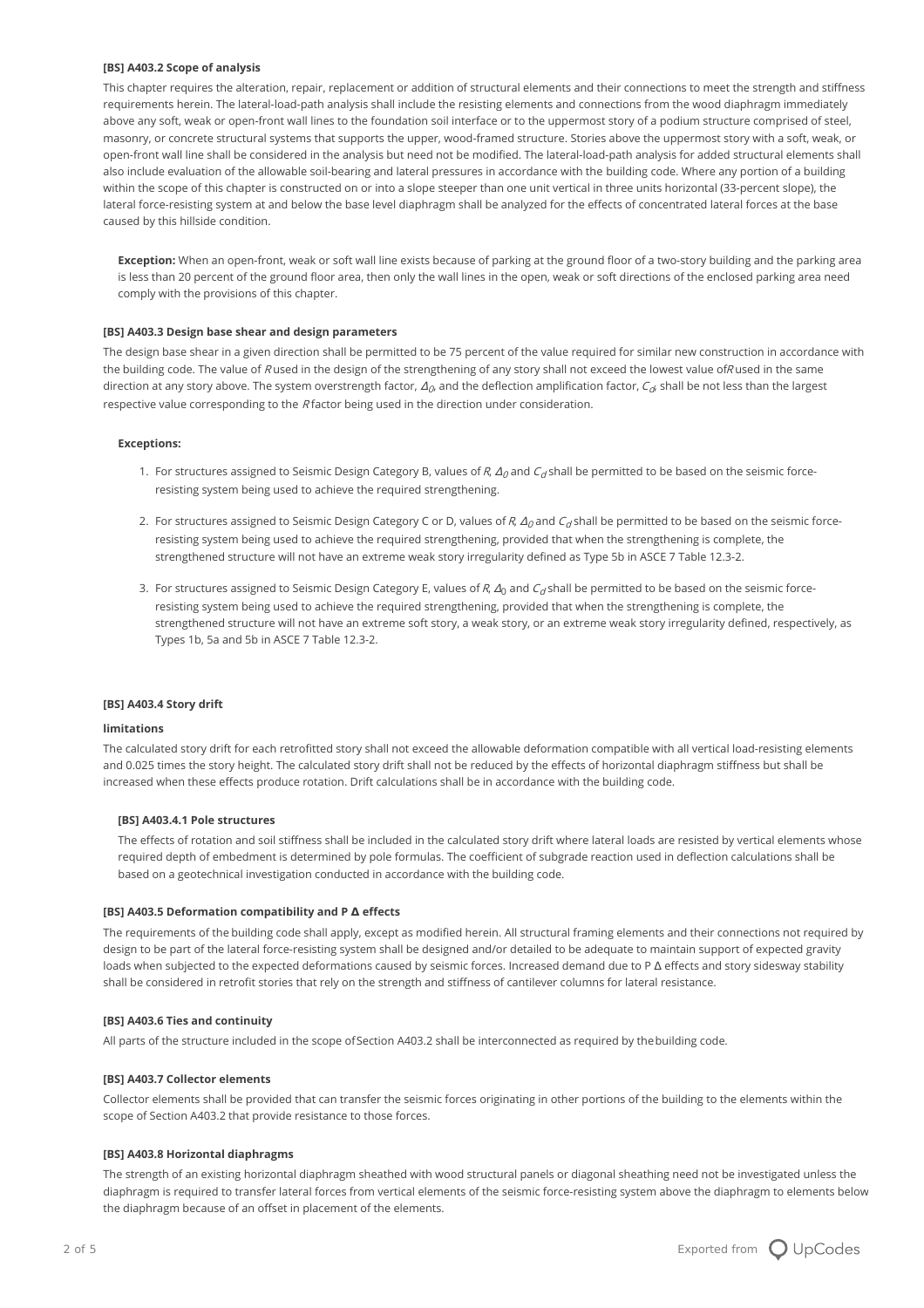**[BS] A403.2 Scope of analysis**

This chapter requires the alteration, repair, replacement or addition of structural elements and their connections to meet the strength and stiffness requirements herein. The lateral-load-path analysis shall include the resisting elements and connections from the wood diaphragm immediately above any soft, weak or open-front wall lines to the foundation soil interface or to the uppermost story of a podium structure comprised of steel, masonry, or concrete structural systems that supports the upper, wood-framed structure. Stories above the uppermost story with a soft, weak, or open-front wall line shall be considered in the analysis but need not be modified. The lateral-load-path analysis for added structural elements shall also include evaluation of the allowable soil-bearing and lateral pressures in accordance with the building code. Where any portion of a building within the scope of this chapter is constructed on or into a slope steeper than one unit vertical in three units horizontal (33-percent slope), the lateral force-resisting system at and below the base level diaphragm shall be analyzed for the effects of concentrated lateral forces at the base caused by this hillside condition.

**Exception:** When an open-front, weak or soft wall line exists because of parking at the ground floor of a two-story building and the parking area is less than 20 percent of the ground floor area, then only the wall lines in the open, weak or soft directions of the enclosed parking area need comply with the provisions of this chapter.

**[BS] A403.3 Design base shear and design parameters**

The design base shear in a given direction shall be permitted to be 75 percent of the value required for similar new construction in accordance with the building code. The value of $R$ used in the design of the strengthening of any story shall not exceed the lowest value of $R$ used in the same direction at any story above. The system overstrength factor, $\Delta_0$, and the deflection amplification factor, $C_d$, shall be not less than the largest respective value corresponding to the $R$ factor being used in the direction under consideration.

**Exceptions:**

1. For structures assigned to Seismic Design Category B, values of $R$, $\Delta_0$ and $C_d$ shall be permitted to be based on the seismic force-resisting system being used to achieve the required strengthening.
2. For structures assigned to Seismic Design Category C or D, values of $R$, $\Delta_0$ and $C_d$ shall be permitted to be based on the seismic force-resisting system being used to achieve the required strengthening, provided that when the strengthening is complete, the strengthened structure will not have an extreme weak story irregularity defined as Type 5b in ASCE 7 Table 12.3-2.
3. For structures assigned to Seismic Design Category E, values of $R$, $\Delta_0$ and $C_d$ shall be permitted to be based on the seismic force-resisting system being used to achieve the required strengthening, provided that when the strengthening is complete, the strengthened structure will not have an extreme soft story, a weak story, or an extreme weak story irregularity defined, respectively, as Types 1b, 5a and 5b in ASCE 7 Table 12.3-2.

**[BS] A403.4 Story drift limitations**

The calculated story drift for each retrofitted story shall not exceed the allowable deformation compatible with all vertical load-resisting elements and 0.025 times the story height. The calculated story drift shall not be reduced by the effects of horizontal diaphragm stiffness but shall be increased when these effects produce rotation. Drift calculations shall be in accordance with the building code.

**[BS] A403.4.1 Pole structures**

The effects of rotation and soil stiffness shall be included in the calculated story drift where lateral loads are resisted by vertical elements whose required depth of embedment is determined by pole formulas. The coefficient of subgrade reaction used in deflection calculations shall be based on a geotechnical investigation conducted in accordance with the building code.

**[BS] A403.5 Deformation compatibility and P Δ effects**

The requirements of the building code shall apply, except as modified herein. All structural framing elements and their connections not required by design to be part of the lateral force-resisting system shall be designed and/or detailed to be adequate to maintain support of expected gravity loads when subjected to the expected deformations caused by seismic forces. Increased demand due to P Δ effects and story sidesway stability shall be considered in retrofit stories that rely on the strength and stiffness of cantilever columns for lateral resistance.

**[BS] A403.6 Ties and continuity**

All parts of the structure included in the scope of Section A403.2 shall be interconnected as required by the building code.

**[BS] A403.7 Collector elements**

Collector elements shall be provided that can transfer the seismic forces originating in other portions of the building to the elements within the scope of Section A403.2 that provide resistance to those forces.

**[BS] A403.8 Horizontal diaphragms**

The strength of an existing horizontal diaphragm sheathed with wood structural panels or diagonal sheathing need not be investigated unless the diaphragm is required to transfer lateral forces from vertical elements of the seismic force-resisting system above the diaphragm to elements below the diaphragm because of an offset in placement of the elements.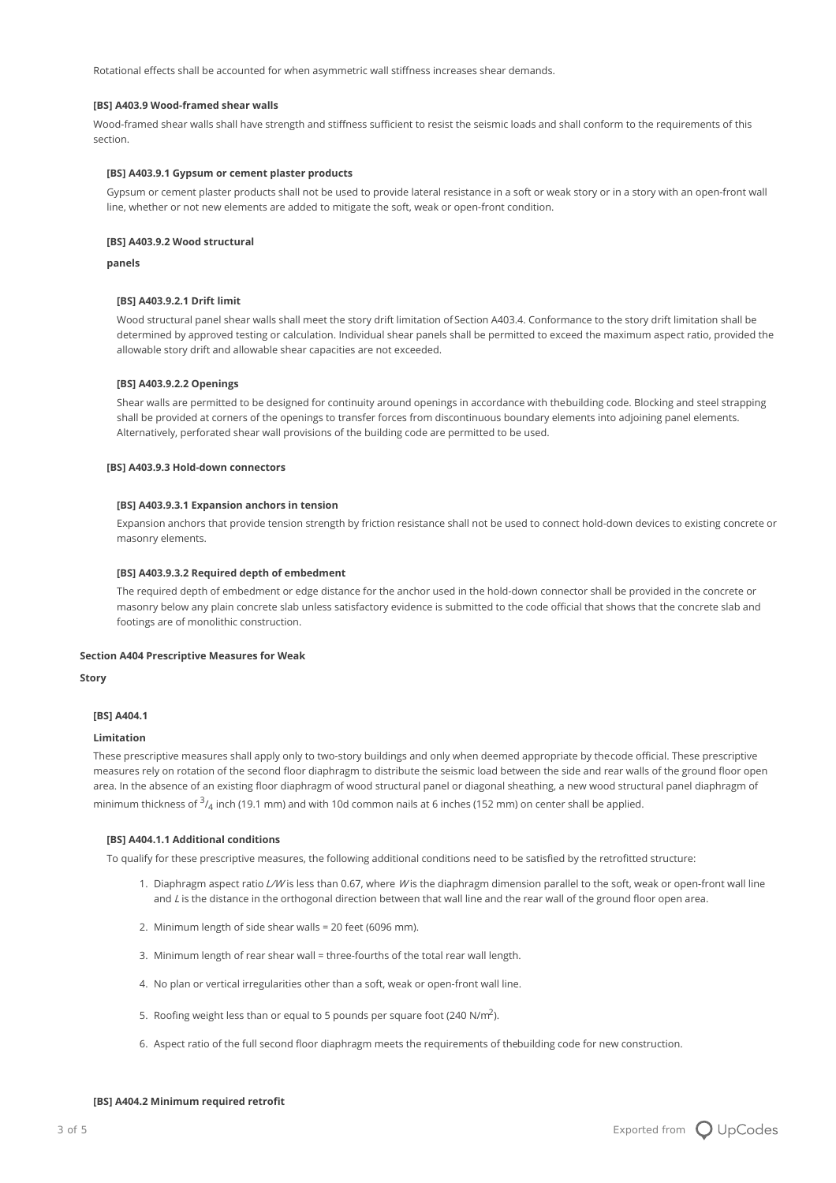Rotational effects shall be accounted for when asymmetric wall stiffness increases shear demands.

#### [BS] A403.9 Wood-framed shear walls

Wood-framed shear walls shall have strength and stiffness sufficient to resist the seismic loads and shall conform to the requirements of this section.

##### [BS] A403.9.1 Gypsum or cement plaster products

Gypsum or cement plaster products shall not be used to provide lateral resistance in a soft or weak story or in a story with an open-front wall line, whether or not new elements are added to mitigate the soft, weak or open-front condition.

##### [BS] A403.9.2 Wood structural panels

###### [BS] A403.9.2.1 Drift limit

Wood structural panel shear walls shall meet the story drift limitation of Section A403.4. Conformance to the story drift limitation shall be determined by approved testing or calculation. Individual shear panels shall be permitted to exceed the maximum aspect ratio, provided the allowable story drift and allowable shear capacities are not exceeded.

###### [BS] A403.9.2.2 Openings

Shear walls are permitted to be designed for continuity around openings in accordance with the building code. Blocking and steel strapping shall be provided at corners of the openings to transfer forces from discontinuous boundary elements into adjoining panel elements. Alternatively, perforated shear wall provisions of the building code are permitted to be used.

##### [BS] A403.9.3 Hold-down connectors

###### [BS] A403.9.3.1 Expansion anchors in tension

Expansion anchors that provide tension strength by friction resistance shall not be used to connect hold-down devices to existing concrete or masonry elements.

###### [BS] A403.9.3.2 Required depth of embedment

The required depth of embedment or edge distance for the anchor used in the hold-down connector shall be provided in the concrete or masonry below any plain concrete slab unless satisfactory evidence is submitted to the code official that shows that the concrete slab and footings are of monolithic construction.

## Section A404 Prescriptive Measures for Weak Story

### [BS] A404.1 Limitation

These prescriptive measures shall apply only to two-story buildings and only when deemed appropriate by the code official. These prescriptive measures rely on rotation of the second floor diaphragm to distribute the seismic load between the side and rear walls of the ground floor open area. In the absence of an existing floor diaphragm of wood structural panel or diagonal sheathing, a new wood structural panel diaphragm of minimum thickness of $^{3}/_{4}$ inch (19.1 mm) and with 10d common nails at 6 inches (152 mm) on center shall be applied.

#### [BS] A404.1.1 Additional conditions

To qualify for these prescriptive measures, the following additional conditions need to be satisfied by the retrofitted structure:

1. Diaphragm aspect ratio $L/W$ is less than 0.67, where $W$ is the diaphragm dimension parallel to the soft, weak or open-front wall line and $L$ is the distance in the orthogonal direction between that wall line and the rear wall of the ground floor open area.
2. Minimum length of side shear walls = 20 feet (6096 mm).
3. Minimum length of rear shear wall = three-fourths of the total rear wall length.
4. No plan or vertical irregularities other than a soft, weak or open-front wall line.
5. Roofing weight less than or equal to 5 pounds per square foot (240 N/m$^2$).
6. Aspect ratio of the full second floor diaphragm meets the requirements of the building code for new construction.

### [BS] A404.2 Minimum required retrofit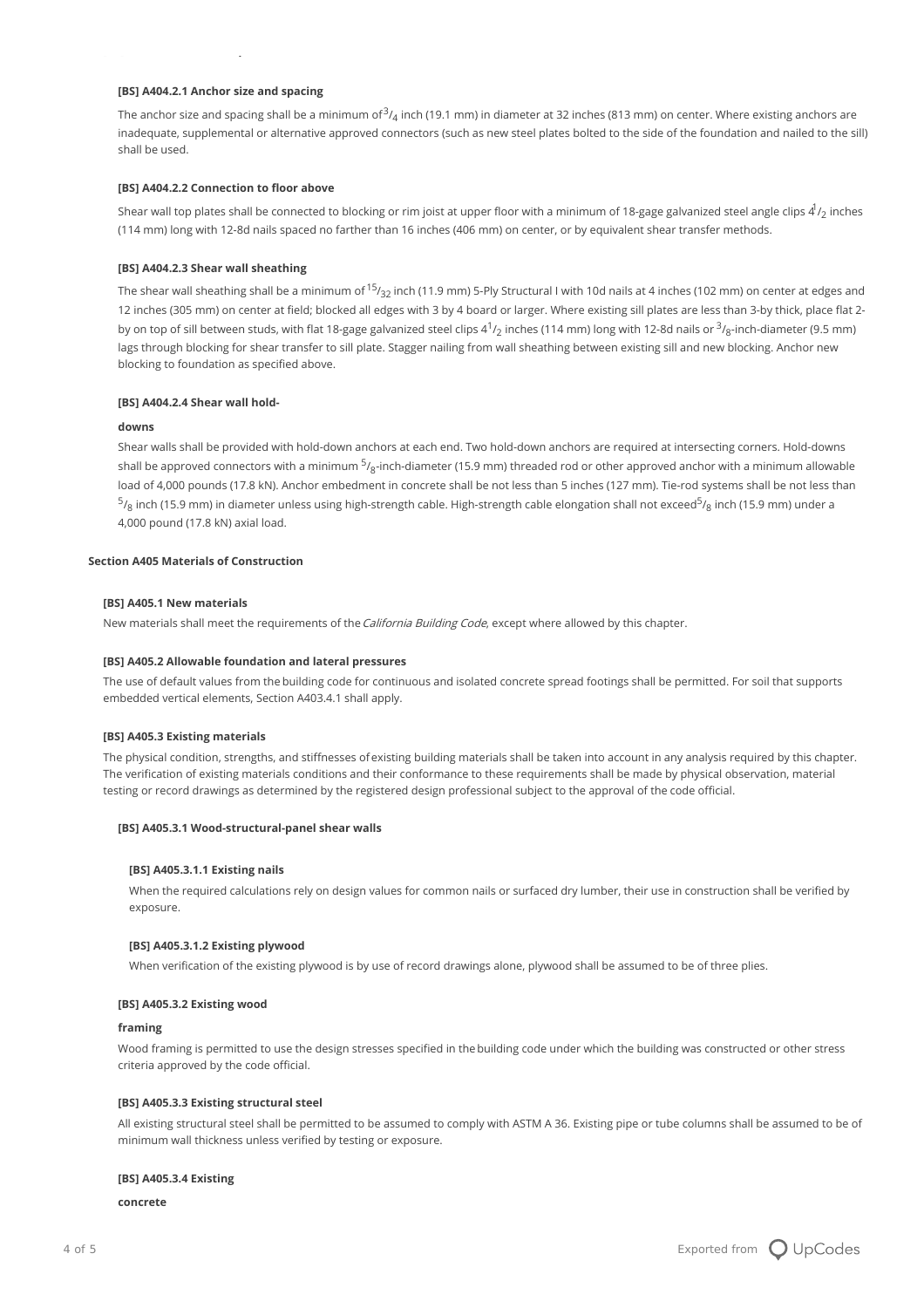#### [BS] A404.2.1 Anchor size and spacing

The anchor size and spacing shall be a minimum of $^3/_4$ inch (19.1 mm) in diameter at 32 inches (813 mm) on center. Where existing anchors are inadequate, supplemental or alternative approved connectors (such as new steel plates bolted to the side of the foundation and nailed to the sill) shall be used.

#### [BS] A404.2.2 Connection to floor above

Shear wall top plates shall be connected to blocking or rim joist at upper floor with a minimum of 18-gage galvanized steel angle clips $4^1/_2$ inches (114 mm) long with 12-8d nails spaced no farther than 16 inches (406 mm) on center, or by equivalent shear transfer methods.

#### [BS] A404.2.3 Shear wall sheathing

The shear wall sheathing shall be a minimum of $^{15}/_{32}$ inch (11.9 mm) 5-Ply Structural I with 10d nails at 4 inches (102 mm) on center at edges and 12 inches (305 mm) on center at field; blocked all edges with 3 by 4 board or larger. Where existing sill plates are less than 3-by thick, place flat 2-by on top of sill between studs, with flat 18-gage galvanized steel clips $4^1/_2$ inches (114 mm) long with 12-8d nails or $^3/_8$-inch-diameter (9.5 mm) lags through blocking for shear transfer to sill plate. Stagger nailing from wall sheathing between existing sill and new blocking. Anchor new blocking to foundation as specified above.

#### [BS] A404.2.4 Shear wall hold-downs

Shear walls shall be provided with hold-down anchors at each end. Two hold-down anchors are required at intersecting corners. Hold-downs shall be approved connectors with a minimum $^5/_8$-inch-diameter (15.9 mm) threaded rod or other approved anchor with a minimum allowable load of 4,000 pounds (17.8 kN). Anchor embedment in concrete shall be not less than 5 inches (127 mm). Tie-rod systems shall be not less than $^5/_8$ inch (15.9 mm) in diameter unless using high-strength cable. High-strength cable elongation shall not exceed $^5/_8$ inch (15.9 mm) under a 4,000 pound (17.8 kN) axial load.

## Section A405 Materials of Construction

### [BS] A405.1 New materials

New materials shall meet the requirements of the *California Building Code*, except where allowed by this chapter.

### [BS] A405.2 Allowable foundation and lateral pressures

The use of default values from the building code for continuous and isolated concrete spread footings shall be permitted. For soil that supports embedded vertical elements, Section A403.4.1 shall apply.

### [BS] A405.3 Existing materials

The physical condition, strengths, and stiffnesses of existing building materials shall be taken into account in any analysis required by this chapter. The verification of existing materials conditions and their conformance to these requirements shall be made by physical observation, material testing or record drawings as determined by the registered design professional subject to the approval of the code official.

#### [BS] A405.3.1 Wood-structural-panel shear walls

##### [BS] A405.3.1.1 Existing nails

When the required calculations rely on design values for common nails or surfaced dry lumber, their use in construction shall be verified by exposure.

##### [BS] A405.3.1.2 Existing plywood

When verification of the existing plywood is by use of record drawings alone, plywood shall be assumed to be of three plies.

#### [BS] A405.3.2 Existing wood framing

Wood framing is permitted to use the design stresses specified in the building code under which the building was constructed or other stress criteria approved by the code official.

#### [BS] A405.3.3 Existing structural steel

All existing structural steel shall be permitted to be assumed to comply with ASTM A 36. Existing pipe or tube columns shall be assumed to be of minimum wall thickness unless verified by testing or exposure.

#### [BS] A405.3.4 Existing concrete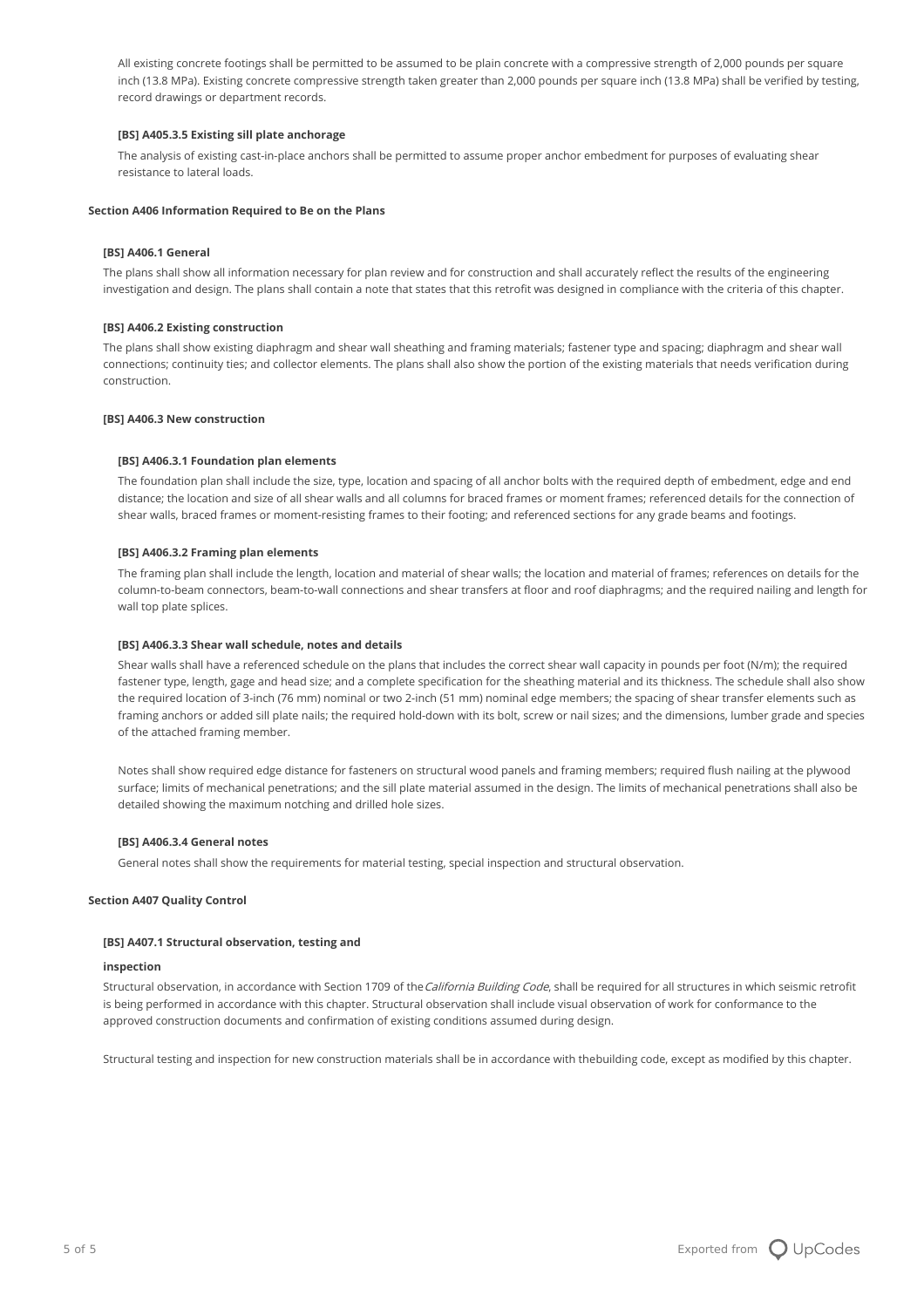All existing concrete footings shall be permitted to be assumed to be plain concrete with a compressive strength of 2,000 pounds per square inch (13.8 MPa). Existing concrete compressive strength taken greater than 2,000 pounds per square inch (13.8 MPa) shall be verified by testing, record drawings or department records.

#### [BS] A405.3.5 Existing sill plate anchorage

The analysis of existing cast-in-place anchors shall be permitted to assume proper anchor embedment for purposes of evaluating shear resistance to lateral loads.

## Section A406 Information Required to Be on the Plans

### [BS] A406.1 General

The plans shall show all information necessary for plan review and for construction and shall accurately reflect the results of the engineering investigation and design. The plans shall contain a note that states that this retrofit was designed in compliance with the criteria of this chapter.

### [BS] A406.2 Existing construction

The plans shall show existing diaphragm and shear wall sheathing and framing materials; fastener type and spacing; diaphragm and shear wall connections; continuity ties; and collector elements. The plans shall also show the portion of the existing materials that needs verification during construction.

### [BS] A406.3 New construction

#### [BS] A406.3.1 Foundation plan elements

The foundation plan shall include the size, type, location and spacing of all anchor bolts with the required depth of embedment, edge and end distance; the location and size of all shear walls and all columns for braced frames or moment frames; referenced details for the connection of shear walls, braced frames or moment-resisting frames to their footing; and referenced sections for any grade beams and footings.

#### [BS] A406.3.2 Framing plan elements

The framing plan shall include the length, location and material of shear walls; the location and material of frames; references on details for the column-to-beam connectors, beam-to-wall connections and shear transfers at floor and roof diaphragms; and the required nailing and length for wall top plate splices.

#### [BS] A406.3.3 Shear wall schedule, notes and details

Shear walls shall have a referenced schedule on the plans that includes the correct shear wall capacity in pounds per foot (N/m); the required fastener type, length, gage and head size; and a complete specification for the sheathing material and its thickness. The schedule shall also show the required location of 3-inch (76 mm) nominal or two 2-inch (51 mm) nominal edge members; the spacing of shear transfer elements such as framing anchors or added sill plate nails; the required hold-down with its bolt, screw or nail sizes; and the dimensions, lumber grade and species of the attached framing member.

Notes shall show required edge distance for fasteners on structural wood panels and framing members; required flush nailing at the plywood surface; limits of mechanical penetrations; and the sill plate material assumed in the design. The limits of mechanical penetrations shall also be detailed showing the maximum notching and drilled hole sizes.

#### [BS] A406.3.4 General notes

General notes shall show the requirements for material testing, special inspection and structural observation.

## Section A407 Quality Control

### [BS] A407.1 Structural observation, testing and inspection

Structural observation, in accordance with Section 1709 of the *California Building Code*, shall be required for all structures in which seismic retrofit is being performed in accordance with this chapter. Structural observation shall include visual observation of work for conformance to the approved construction documents and confirmation of existing conditions assumed during design.

Structural testing and inspection for new construction materials shall be in accordance with thebuilding code, except as modified by this chapter.